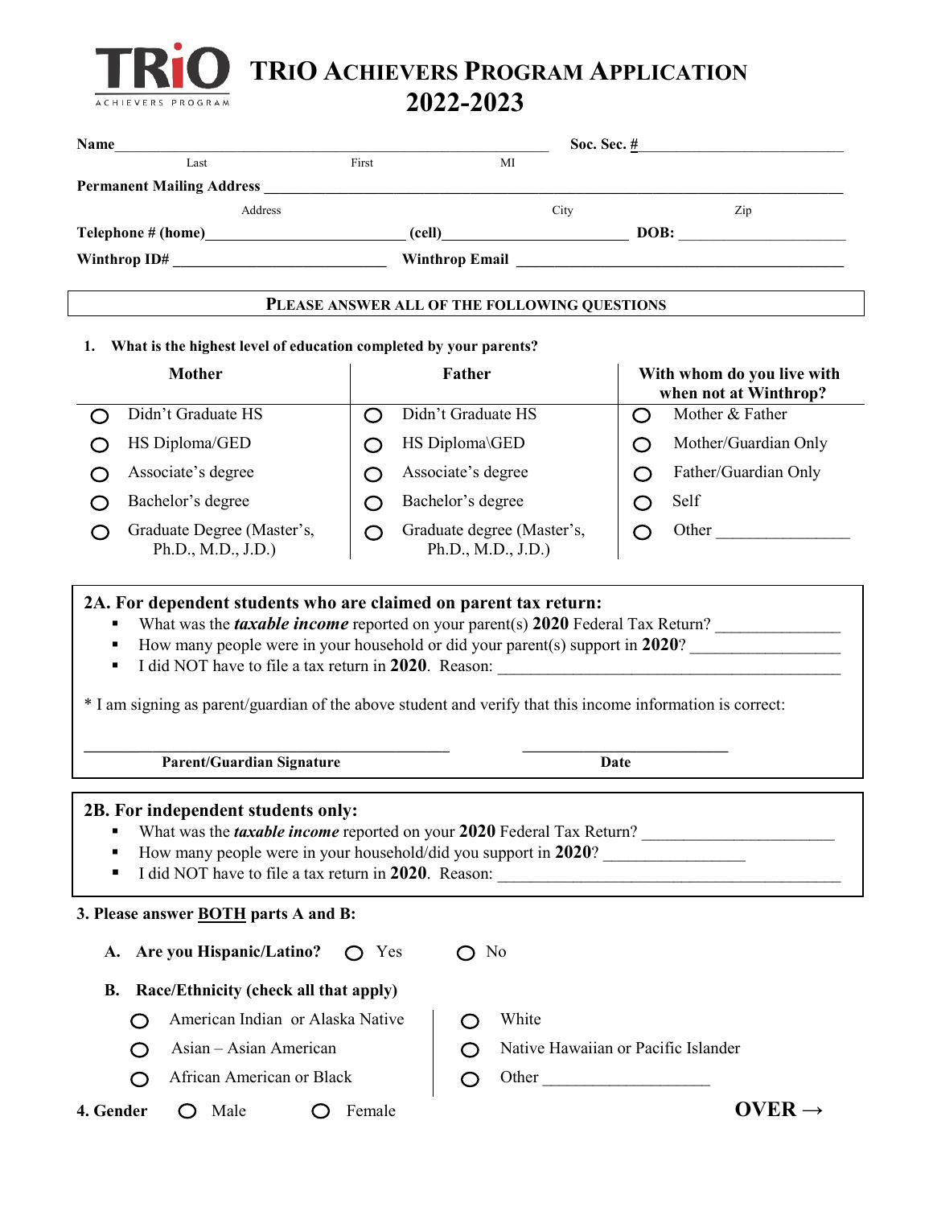# TRiO ACHIEVERS PROGRAM APPLICATION 2022-2023

**Name**\_\_\_\_\_\_\_\_\_\_\_\_\_\_\_\_\_\_\_\_\_\_\_\_\_\_\_\_\_\_\_\_\_\_\_\_\_\_\_\_\_\_\_\_ **Soc. Sec. #**\_\_\_\_\_\_\_\_\_\_\_\_\_\_\_\_\_\_\_\_

Last First MI

**Permanent Mailing Address** \_\_\_\_\_\_\_\_\_\_\_\_\_\_\_\_\_\_\_\_\_\_\_\_\_\_\_\_\_\_\_\_\_\_\_\_\_\_\_\_\_\_\_\_\_\_\_\_

Address City Zip

**Telephone # (home)**\_\_\_\_\_\_\_\_\_\_\_\_\_\_\_\_\_\_\_\_ **(cell)**\_\_\_\_\_\_\_\_\_\_\_\_\_\_\_\_\_\_\_\_ **DOB:** \_\_\_\_\_\_\_\_\_\_\_\_\_\_\_\_\_\_

**Winthrop ID#** \_\_\_\_\_\_\_\_\_\_\_\_\_\_\_\_\_\_\_\_\_\_ **Winthrop Email** \_\_\_\_\_\_\_\_\_\_\_\_\_\_\_\_\_\_\_\_\_\_\_\_\_\_\_\_\_\_\_\_\_\_\_\_

**PLEASE ANSWER ALL OF THE FOLLOWING QUESTIONS**

**1. What is the highest level of education completed by your parents?**

| Mother | Father | With whom do you live with when not at Winthrop? |
|---|---|---|
| ○ Didn't Graduate HS | ○ Didn't Graduate HS | ○ Mother & Father |
| ○ HS Diploma/GED | ○ HS Diploma\GED | ○ Mother/Guardian Only |
| ○ Associate's degree | ○ Associate's degree | ○ Father/Guardian Only |
| ○ Bachelor's degree | ○ Bachelor's degree | ○ Self |
| ○ Graduate Degree (Master's, Ph.D., M.D., J.D.) | ○ Graduate degree (Master's, Ph.D., M.D., J.D.) | ○ Other \_\_\_\_\_\_\_\_\_\_\_\_\_\_ |

**2A. For dependent students who are claimed on parent tax return:**

- What was the ***taxable income*** reported on your parent(s) **2020** Federal Tax Return? \_\_\_\_\_\_\_\_\_\_\_\_\_\_
- How many people were in your household or did your parent(s) support in **2020**? \_\_\_\_\_\_\_\_\_\_\_\_\_\_\_\_
- I did NOT have to file a tax return in **2020**. Reason: \_\_\_\_\_\_\_\_\_\_\_\_\_\_\_\_\_\_\_\_\_\_\_\_\_\_\_\_\_\_\_\_\_\_\_\_

* I am signing as parent/guardian of the above student and verify that this income information is correct:

\_\_\_\_\_\_\_\_\_\_\_\_\_\_\_\_\_\_\_\_\_\_\_\_\_\_\_\_\_\_\_\_\_\_\_\_\_\_\_\_ \_\_\_\_\_\_\_\_\_\_\_\_\_\_\_\_\_\_\_\_\_\_\_

**Parent/Guardian Signature** **Date**

**2B. For independent students only:**

- What was the ***taxable income*** reported on your **2020** Federal Tax Return? \_\_\_\_\_\_\_\_\_\_\_\_\_\_\_\_\_\_\_\_
- How many people were in your household/did you support in **2020**? \_\_\_\_\_\_\_\_\_\_\_\_\_\_\_\_
- I did NOT have to file a tax return in **2020**. Reason: \_\_\_\_\_\_\_\_\_\_\_\_\_\_\_\_\_\_\_\_\_\_\_\_\_\_\_\_\_\_\_\_\_\_\_\_

**3. Please answer <u>BOTH</u> parts A and B:**

**A. Are you Hispanic/Latino?** ○ Yes ○ No

**B. Race/Ethnicity (check all that apply)**

| | |
|---|---|
| ○ American Indian or Alaska Native | ○ White |
| ○ Asian – Asian American | ○ Native Hawaiian or Pacific Islander |
| ○ African American or Black | ○ Other \_\_\_\_\_\_\_\_\_\_\_\_\_\_\_\_\_\_ |

**4. Gender** ○ Male ○ Female

**OVER →**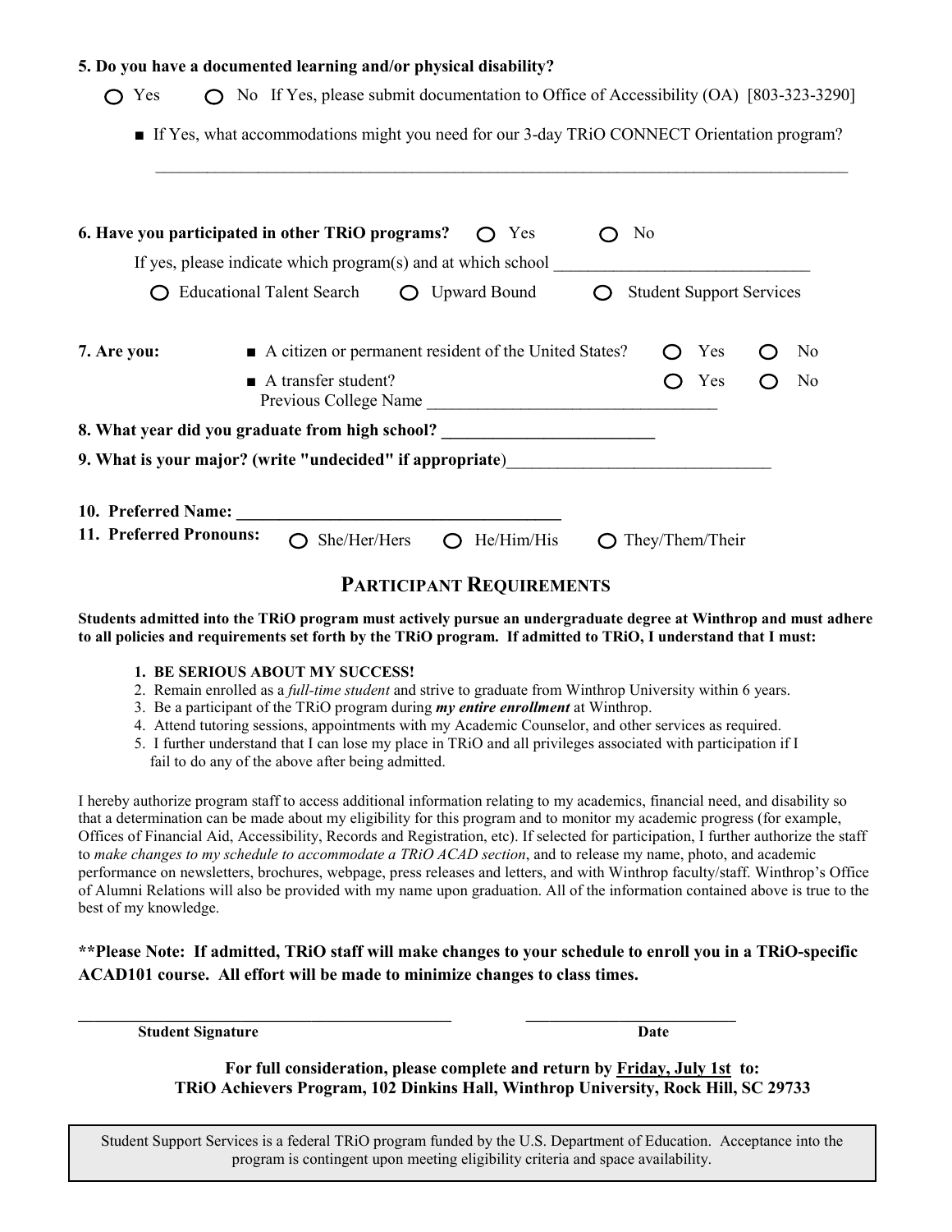**5. Do you have a documented learning and/or physical disability?**

○ Yes ○ No If Yes, please submit documentation to Office of Accessibility (OA) [803-323-3290]

- If Yes, what accommodations might you need for our 3-day TRiO CONNECT Orientation program?

\_\_\_\_\_\_\_\_\_\_\_\_\_\_\_\_\_\_\_\_\_\_\_\_\_\_\_\_\_\_\_\_\_\_\_\_\_\_\_\_\_\_\_\_\_\_\_\_\_\_\_\_\_\_\_\_\_\_\_\_\_\_\_\_\_\_\_\_\_\_\_\_\_\_\_\_

**6. Have you participated in other TRiO programs?** ○ Yes ○ No

If yes, please indicate which program(s) and at which school \_\_\_\_\_\_\_\_\_\_\_\_\_\_\_\_\_\_\_\_\_\_\_\_\_\_\_\_\_\_

○ Educational Talent Search ○ Upward Bound ○ Student Support Services

**7. Are you:**

- A citizen or permanent resident of the United States? ○ Yes ○ No
- A transfer student? ○ Yes ○ No
  Previous College Name \_\_\_\_\_\_\_\_\_\_\_\_\_\_\_\_\_\_\_\_\_\_\_\_\_\_\_\_\_\_\_\_\_\_

**8. What year did you graduate from high school? \_\_\_\_\_\_\_\_\_\_\_\_\_\_\_\_\_\_\_\_\_\_\_\_\_**

**9. What is your major? (write "undecided" if appropriate)**\_\_\_\_\_\_\_\_\_\_\_\_\_\_\_\_\_\_\_\_\_\_\_\_\_\_\_\_\_\_\_

**10. Preferred Name: \_\_\_\_\_\_\_\_\_\_\_\_\_\_\_\_\_\_\_\_\_\_\_\_\_\_\_\_\_\_\_\_\_\_\_\_\_\_**

**11. Preferred Pronouns:** ○ She/Her/Hers ○ He/Him/His ○ They/Them/Their

## Participant Requirements

**Students admitted into the TRiO program must actively pursue an undergraduate degree at Winthrop and must adhere to all policies and requirements set forth by the TRiO program. If admitted to TRiO, I understand that I must:**

1. **BE SERIOUS ABOUT MY SUCCESS!**
2. Remain enrolled as a *full-time student* and strive to graduate from Winthrop University within 6 years.
3. Be a participant of the TRiO program during ***my entire enrollment*** at Winthrop.
4. Attend tutoring sessions, appointments with my Academic Counselor, and other services as required.
5. I further understand that I can lose my place in TRiO and all privileges associated with participation if I fail to do any of the above after being admitted.

I hereby authorize program staff to access additional information relating to my academics, financial need, and disability so that a determination can be made about my eligibility for this program and to monitor my academic progress (for example, Offices of Financial Aid, Accessibility, Records and Registration, etc). If selected for participation, I further authorize the staff to *make changes to my schedule to accommodate a TRiO ACAD section*, and to release my name, photo, and academic performance on newsletters, brochures, webpage, press releases and letters, and with Winthrop faculty/staff. Winthrop's Office of Alumni Relations will also be provided with my name upon graduation. All of the information contained above is true to the best of my knowledge.

**\*\*Please Note: If admitted, TRiO staff will make changes to your schedule to enroll you in a TRiO-specific ACAD101 course. All effort will be made to minimize changes to class times.**

\_\_\_\_\_\_\_\_\_\_\_\_\_\_\_\_\_\_\_\_\_\_\_\_\_\_\_\_\_\_\_\_\_\_\_\_\_\_\_\_\_\_\_\_ \_\_\_\_\_\_\_\_\_\_\_\_\_\_\_\_\_\_\_\_\_\_\_\_\_\_

**Student Signature** **Date**

**For full consideration, please complete and return by <u>Friday, July 1st</u> to:**
**TRiO Achievers Program, 102 Dinkins Hall, Winthrop University, Rock Hill, SC 29733**

Student Support Services is a federal TRiO program funded by the U.S. Department of Education. Acceptance into the program is contingent upon meeting eligibility criteria and space availability.